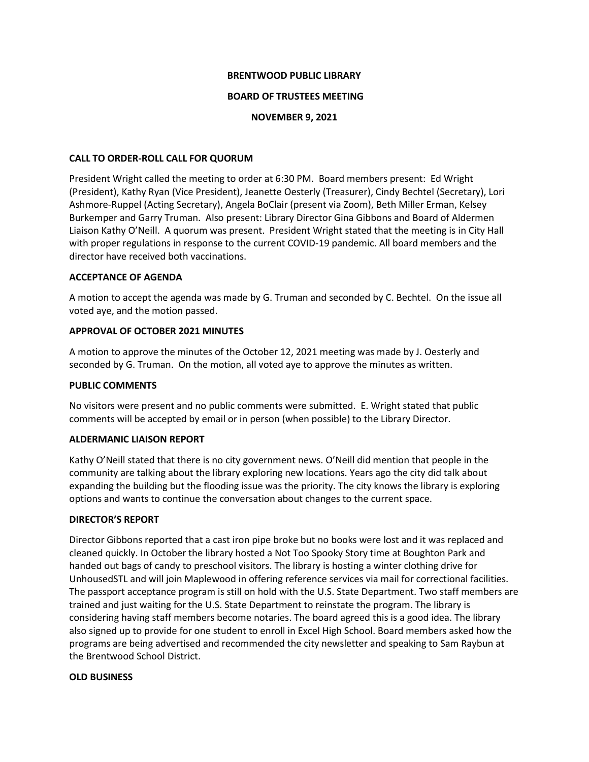# BRENTWOOD PUBLIC LIBRARY

## BOARD OF TRUSTEES MEETING

### NOVEMBER 9, 2021

**CALL TO ORDER-ROLL CALL FOR QUORUM**

President Wright called the meeting to order at 6:30 PM. Board members present: Ed Wright (President), Kathy Ryan (Vice President), Jeanette Oesterly (Treasurer), Cindy Bechtel (Secretary), Lori Ashmore-Ruppel (Acting Secretary), Angela BoClair (present via Zoom), Beth Miller Erman, Kelsey Burkemper and Garry Truman. Also present: Library Director Gina Gibbons and Board of Aldermen Liaison Kathy O'Neill. A quorum was present. President Wright stated that the meeting is in City Hall with proper regulations in response to the current COVID-19 pandemic. All board members and the director have received both vaccinations.

**ACCEPTANCE OF AGENDA**

A motion to accept the agenda was made by G. Truman and seconded by C. Bechtel. On the issue all voted aye, and the motion passed.

**APPROVAL OF OCTOBER 2021 MINUTES**

A motion to approve the minutes of the October 12, 2021 meeting was made by J. Oesterly and seconded by G. Truman. On the motion, all voted aye to approve the minutes as written.

**PUBLIC COMMENTS**

No visitors were present and no public comments were submitted. E. Wright stated that public comments will be accepted by email or in person (when possible) to the Library Director.

**ALDERMANIC LIAISON REPORT**

Kathy O'Neill stated that there is no city government news. O'Neill did mention that people in the community are talking about the library exploring new locations. Years ago the city did talk about expanding the building but the flooding issue was the priority. The city knows the library is exploring options and wants to continue the conversation about changes to the current space.

**DIRECTOR'S REPORT**

Director Gibbons reported that a cast iron pipe broke but no books were lost and it was replaced and cleaned quickly. In October the library hosted a Not Too Spooky Story time at Boughton Park and handed out bags of candy to preschool visitors. The library is hosting a winter clothing drive for UnhousedSTL and will join Maplewood in offering reference services via mail for correctional facilities. The passport acceptance program is still on hold with the U.S. State Department. Two staff members are trained and just waiting for the U.S. State Department to reinstate the program. The library is considering having staff members become notaries. The board agreed this is a good idea. The library also signed up to provide for one student to enroll in Excel High School. Board members asked how the programs are being advertised and recommended the city newsletter and speaking to Sam Raybun at the Brentwood School District.

**OLD BUSINESS**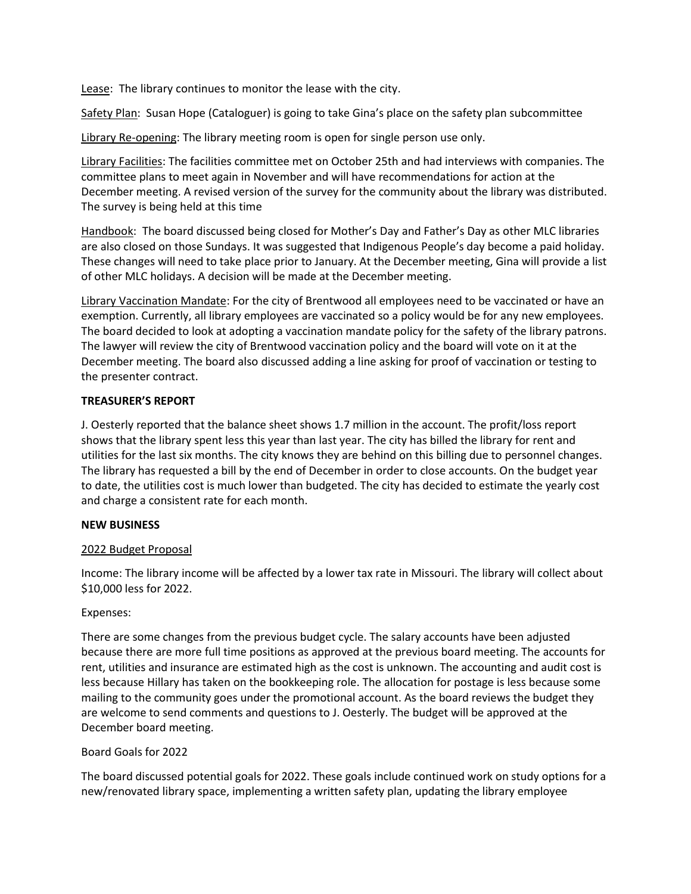Lease: The library continues to monitor the lease with the city.

Safety Plan: Susan Hope (Cataloguer) is going to take Gina's place on the safety plan subcommittee

Library Re-opening: The library meeting room is open for single person use only.

Library Facilities: The facilities committee met on October 25th and had interviews with companies. The committee plans to meet again in November and will have recommendations for action at the December meeting. A revised version of the survey for the community about the library was distributed. The survey is being held at this time

Handbook: The board discussed being closed for Mother's Day and Father's Day as other MLC libraries are also closed on those Sundays. It was suggested that Indigenous People's day become a paid holiday. These changes will need to take place prior to January. At the December meeting, Gina will provide a list of other MLC holidays. A decision will be made at the December meeting.

Library Vaccination Mandate: For the city of Brentwood all employees need to be vaccinated or have an exemption. Currently, all library employees are vaccinated so a policy would be for any new employees. The board decided to look at adopting a vaccination mandate policy for the safety of the library patrons. The lawyer will review the city of Brentwood vaccination policy and the board will vote on it at the December meeting. The board also discussed adding a line asking for proof of vaccination or testing to the presenter contract.

**TREASURER'S REPORT**

J. Oesterly reported that the balance sheet shows 1.7 million in the account. The profit/loss report shows that the library spent less this year than last year. The city has billed the library for rent and utilities for the last six months. The city knows they are behind on this billing due to personnel changes. The library has requested a bill by the end of December in order to close accounts. On the budget year to date, the utilities cost is much lower than budgeted. The city has decided to estimate the yearly cost and charge a consistent rate for each month.

**NEW BUSINESS**

2022 Budget Proposal

Income: The library income will be affected by a lower tax rate in Missouri. The library will collect about $10,000 less for 2022.

Expenses:

There are some changes from the previous budget cycle. The salary accounts have been adjusted because there are more full time positions as approved at the previous board meeting. The accounts for rent, utilities and insurance are estimated high as the cost is unknown. The accounting and audit cost is less because Hillary has taken on the bookkeeping role. The allocation for postage is less because some mailing to the community goes under the promotional account. As the board reviews the budget they are welcome to send comments and questions to J. Oesterly. The budget will be approved at the December board meeting.

Board Goals for 2022

The board discussed potential goals for 2022. These goals include continued work on study options for a new/renovated library space, implementing a written safety plan, updating the library employee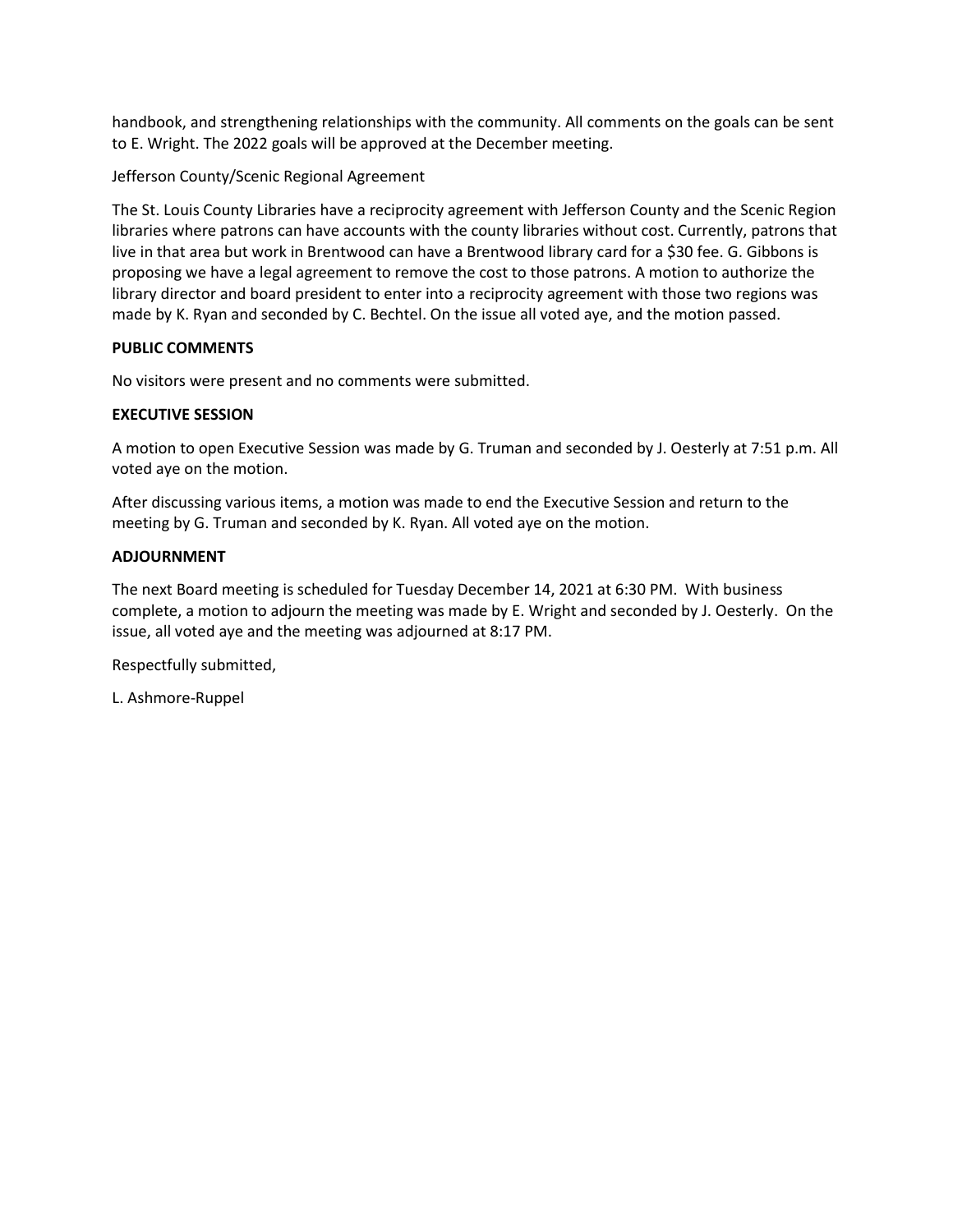handbook, and strengthening relationships with the community. All comments on the goals can be sent to E. Wright. The 2022 goals will be approved at the December meeting.

Jefferson County/Scenic Regional Agreement

The St. Louis County Libraries have a reciprocity agreement with Jefferson County and the Scenic Region libraries where patrons can have accounts with the county libraries without cost. Currently, patrons that live in that area but work in Brentwood can have a Brentwood library card for a $30 fee. G. Gibbons is proposing we have a legal agreement to remove the cost to those patrons. A motion to authorize the library director and board president to enter into a reciprocity agreement with those two regions was made by K. Ryan and seconded by C. Bechtel. On the issue all voted aye, and the motion passed.

**PUBLIC COMMENTS**

No visitors were present and no comments were submitted.

**EXECUTIVE SESSION**

A motion to open Executive Session was made by G. Truman and seconded by J. Oesterly at 7:51 p.m. All voted aye on the motion.

After discussing various items, a motion was made to end the Executive Session and return to the meeting by G. Truman and seconded by K. Ryan. All voted aye on the motion.

**ADJOURNMENT**

The next Board meeting is scheduled for Tuesday December 14, 2021 at 6:30 PM. With business complete, a motion to adjourn the meeting was made by E. Wright and seconded by J. Oesterly. On the issue, all voted aye and the meeting was adjourned at 8:17 PM.

Respectfully submitted,

L. Ashmore-Ruppel